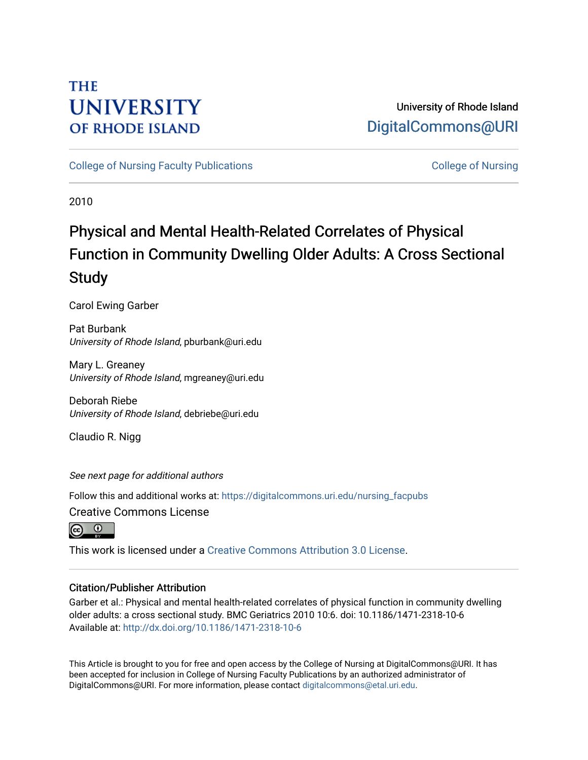THE UNIVERSITY OF RHODE ISLAND

University of Rhode Island
DigitalCommons@URI

College of Nursing Faculty Publications | College of Nursing

2010

# Physical and Mental Health-Related Correlates of Physical Function in Community Dwelling Older Adults: A Cross Sectional Study

Carol Ewing Garber

Pat Burbank
*University of Rhode Island*, pburbank@uri.edu

Mary L. Greaney
*University of Rhode Island*, mgreaney@uri.edu

Deborah Riebe
*University of Rhode Island*, debriebe@uri.edu

Claudio R. Nigg

*See next page for additional authors*

Follow this and additional works at: https://digitalcommons.uri.edu/nursing_facpubs

Creative Commons License

This work is licensed under a Creative Commons Attribution 3.0 License.

## Citation/Publisher Attribution

Garber et al.: Physical and mental health-related correlates of physical function in community dwelling older adults: a cross sectional study. BMC Geriatrics 2010 10:6. doi: 10.1186/1471-2318-10-6
Available at: http://dx.doi.org/10.1186/1471-2318-10-6

This Article is brought to you for free and open access by the College of Nursing at DigitalCommons@URI. It has been accepted for inclusion in College of Nursing Faculty Publications by an authorized administrator of DigitalCommons@URI. For more information, please contact digitalcommons@etal.uri.edu.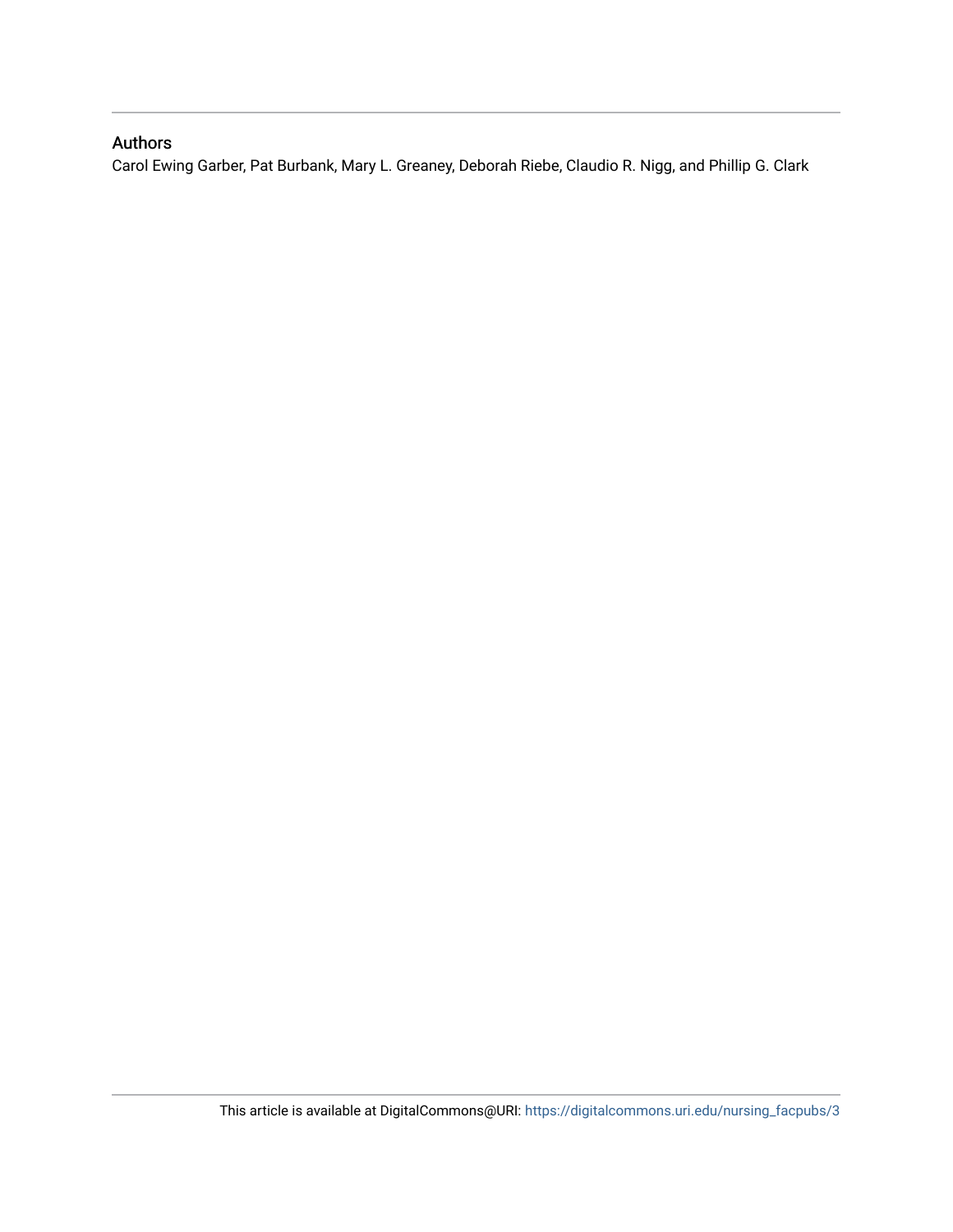## Authors

Carol Ewing Garber, Pat Burbank, Mary L. Greaney, Deborah Riebe, Claudio R. Nigg, and Phillip G. Clark

This article is available at DigitalCommons@URI: https://digitalcommons.uri.edu/nursing_facpubs/3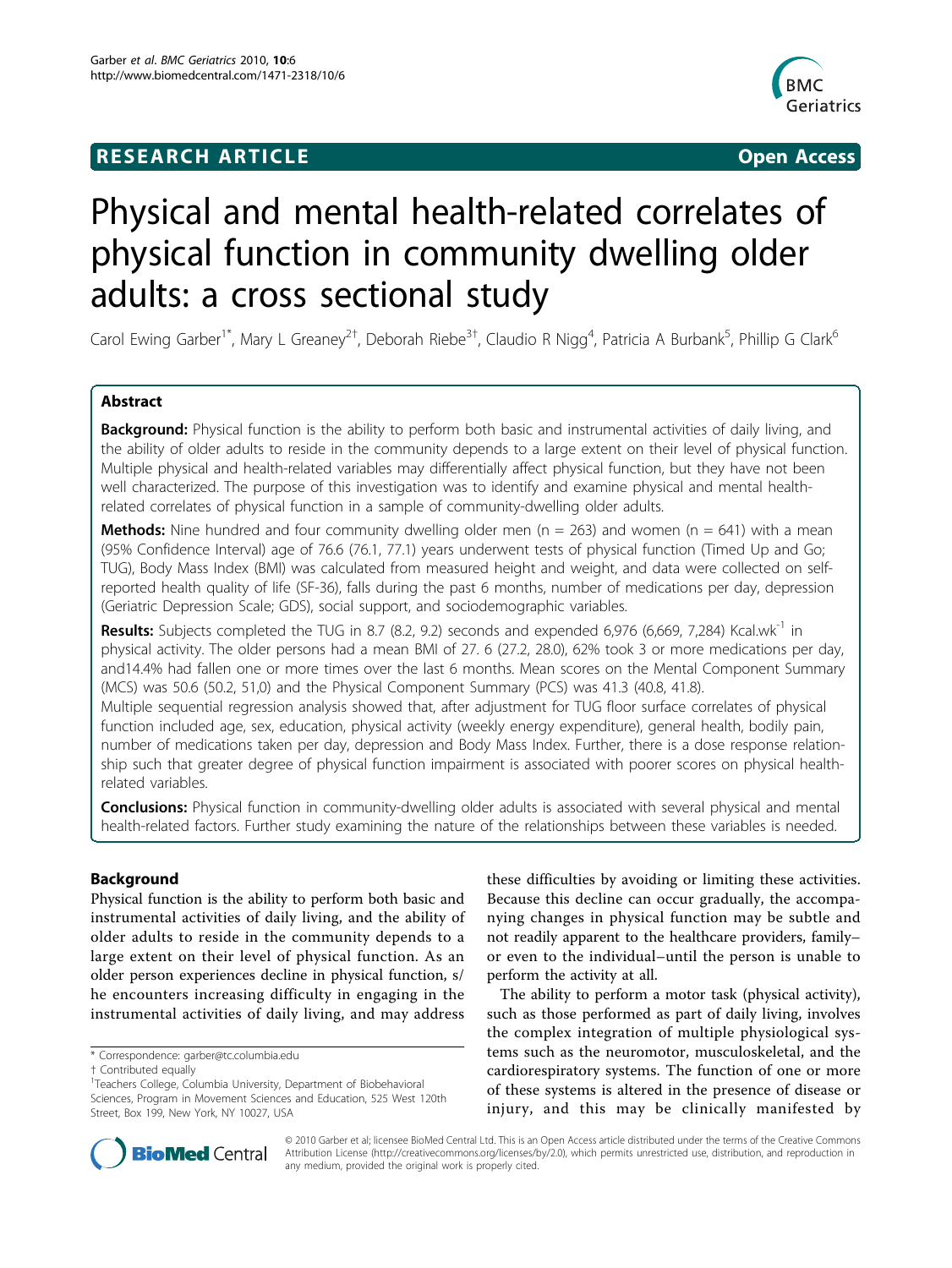# Physical and mental health-related correlates of physical function in community dwelling older adults: a cross sectional study

Carol Ewing Garber[1*], Mary L Greaney[2†], Deborah Riebe[3†], Claudio R Nigg[4], Patricia A Burbank[5], Phillip G Clark[6]

## Abstract

**Background:** Physical function is the ability to perform both basic and instrumental activities of daily living, and the ability of older adults to reside in the community depends to a large extent on their level of physical function. Multiple physical and health-related variables may differentially affect physical function, but they have not been well characterized. The purpose of this investigation was to identify and examine physical and mental health-related correlates of physical function in a sample of community-dwelling older adults.

**Methods:** Nine hundred and four community dwelling older men (n = 263) and women (n = 641) with a mean (95% Confidence Interval) age of 76.6 (76.1, 77.1) years underwent tests of physical function (Timed Up and Go; TUG), Body Mass Index (BMI) was calculated from measured height and weight, and data were collected on self-reported health quality of life (SF-36), falls during the past 6 months, number of medications per day, depression (Geriatric Depression Scale; GDS), social support, and sociodemographic variables.

**Results:** Subjects completed the TUG in 8.7 (8.2, 9.2) seconds and expended 6,976 (6,669, 7,284) Kcal.wk$^{-1}$ in physical activity. The older persons had a mean BMI of 27. 6 (27.2, 28.0), 62% took 3 or more medications per day, and14.4% had fallen one or more times over the last 6 months. Mean scores on the Mental Component Summary (MCS) was 50.6 (50.2, 51,0) and the Physical Component Summary (PCS) was 41.3 (40.8, 41.8).

Multiple sequential regression analysis showed that, after adjustment for TUG floor surface correlates of physical function included age, sex, education, physical activity (weekly energy expenditure), general health, bodily pain, number of medications taken per day, depression and Body Mass Index. Further, there is a dose response relationship such that greater degree of physical function impairment is associated with poorer scores on physical health-related variables.

**Conclusions:** Physical function in community-dwelling older adults is associated with several physical and mental health-related factors. Further study examining the nature of the relationships between these variables is needed.

## Background

Physical function is the ability to perform both basic and instrumental activities of daily living, and the ability of older adults to reside in the community depends to a large extent on their level of physical function. As an older person experiences decline in physical function, s/he encounters increasing difficulty in engaging in the instrumental activities of daily living, and may address these difficulties by avoiding or limiting these activities. Because this decline can occur gradually, the accompanying changes in physical function may be subtle and not readily apparent to the healthcare providers, family–or even to the individual–until the person is unable to perform the activity at all.

The ability to perform a motor task (physical activity), such as those performed as part of daily living, involves the complex integration of multiple physiological systems such as the neuromotor, musculoskeletal, and the cardiorespiratory systems. The function of one or more of these systems is altered in the presence of disease or injury, and this may be clinically manifested by

\* Correspondence: garber@tc.columbia.edu

† Contributed equally

[1]Teachers College, Columbia University, Department of Biobehavioral Sciences, Program in Movement Sciences and Education, 525 West 120th Street, Box 199, New York, NY 10027, USA

© 2010 Garber et al; licensee BioMed Central Ltd. This is an Open Access article distributed under the terms of the Creative Commons Attribution License (http://creativecommons.org/licenses/by/2.0), which permits unrestricted use, distribution, and reproduction in any medium, provided the original work is properly cited.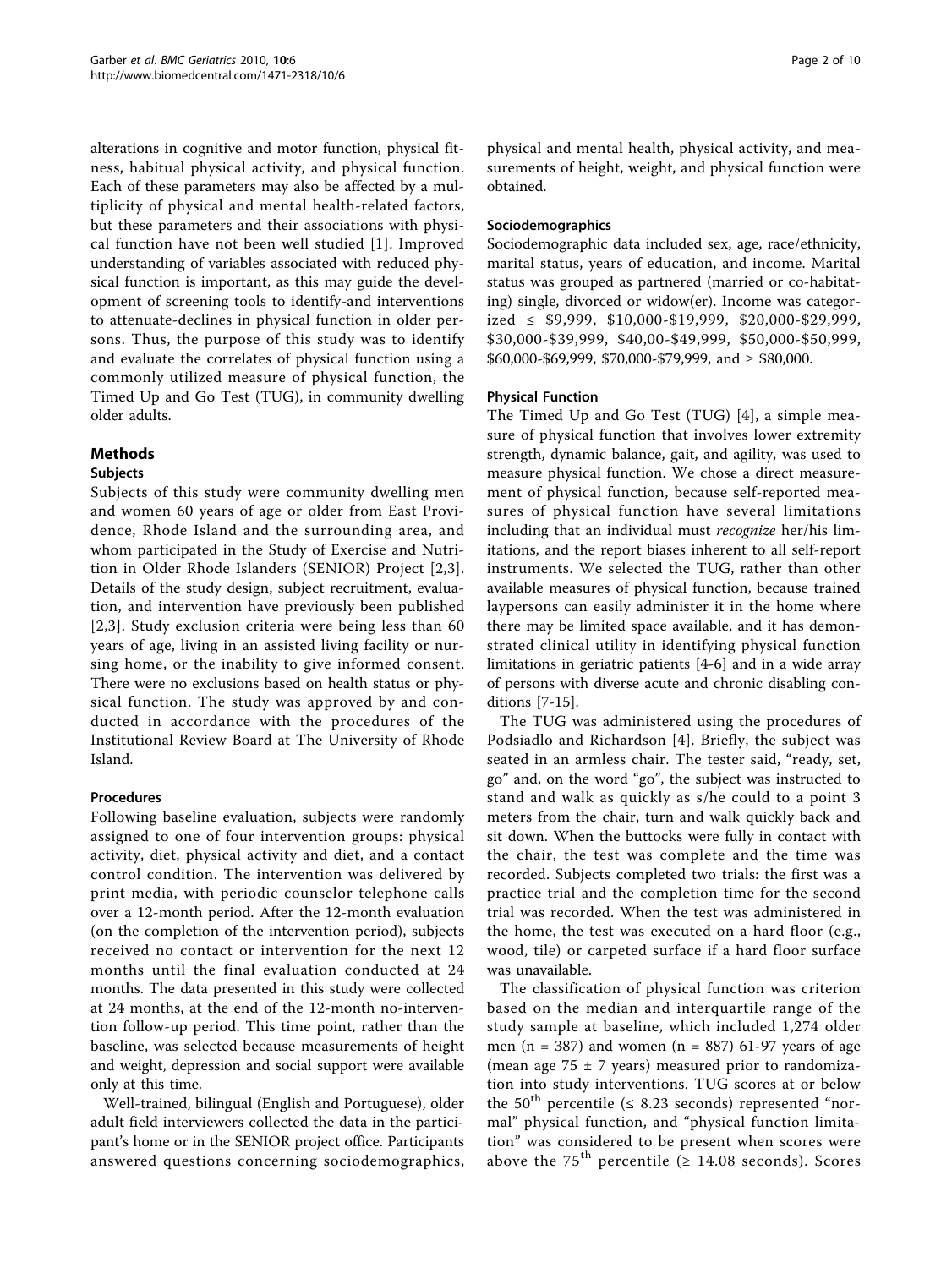alterations in cognitive and motor function, physical fitness, habitual physical activity, and physical function. Each of these parameters may also be affected by a multiplicity of physical and mental health-related factors, but these parameters and their associations with physical function have not been well studied [1]. Improved understanding of variables associated with reduced physical function is important, as this may guide the development of screening tools to identify-and interventions to attenuate-declines in physical function in older persons. Thus, the purpose of this study was to identify and evaluate the correlates of physical function using a commonly utilized measure of physical function, the Timed Up and Go Test (TUG), in community dwelling older adults.

## Methods

### Subjects

Subjects of this study were community dwelling men and women 60 years of age or older from East Providence, Rhode Island and the surrounding area, and whom participated in the Study of Exercise and Nutrition in Older Rhode Islanders (SENIOR) Project [2,3]. Details of the study design, subject recruitment, evaluation, and intervention have previously been published [2,3]. Study exclusion criteria were being less than 60 years of age, living in an assisted living facility or nursing home, or the inability to give informed consent. There were no exclusions based on health status or physical function. The study was approved by and conducted in accordance with the procedures of the Institutional Review Board at The University of Rhode Island.

### Procedures

Following baseline evaluation, subjects were randomly assigned to one of four intervention groups: physical activity, diet, physical activity and diet, and a contact control condition. The intervention was delivered by print media, with periodic counselor telephone calls over a 12-month period. After the 12-month evaluation (on the completion of the intervention period), subjects received no contact or intervention for the next 12 months until the final evaluation conducted at 24 months. The data presented in this study were collected at 24 months, at the end of the 12-month no-intervention follow-up period. This time point, rather than the baseline, was selected because measurements of height and weight, depression and social support were available only at this time.

Well-trained, bilingual (English and Portuguese), older adult field interviewers collected the data in the participant's home or in the SENIOR project office. Participants answered questions concerning sociodemographics, physical and mental health, physical activity, and measurements of height, weight, and physical function were obtained.

### Sociodemographics

Sociodemographic data included sex, age, race/ethnicity, marital status, years of education, and income. Marital status was grouped as partnered (married or co-habitating) single, divorced or widow(er). Income was categorized ≤ \$9,999, \$10,000-\$19,999, \$20,000-\$29,999, \$30,000-\$39,999, \$40,00-\$49,999, \$50,000-\$50,999, \$60,000-\$69,999, \$70,000-\$79,999, and ≥ \$80,000.

### Physical Function

The Timed Up and Go Test (TUG) [4], a simple measure of physical function that involves lower extremity strength, dynamic balance, gait, and agility, was used to measure physical function. We chose a direct measurement of physical function, because self-reported measures of physical function have several limitations including that an individual must *recognize* her/his limitations, and the report biases inherent to all self-report instruments. We selected the TUG, rather than other available measures of physical function, because trained laypersons can easily administer it in the home where there may be limited space available, and it has demonstrated clinical utility in identifying physical function limitations in geriatric patients [4-6] and in a wide array of persons with diverse acute and chronic disabling conditions [7-15].

The TUG was administered using the procedures of Podsiadlo and Richardson [4]. Briefly, the subject was seated in an armless chair. The tester said, "ready, set, go" and, on the word "go", the subject was instructed to stand and walk as quickly as s/he could to a point 3 meters from the chair, turn and walk quickly back and sit down. When the buttocks were fully in contact with the chair, the test was complete and the time was recorded. Subjects completed two trials: the first was a practice trial and the completion time for the second trial was recorded. When the test was administered in the home, the test was executed on a hard floor (e.g., wood, tile) or carpeted surface if a hard floor surface was unavailable.

The classification of physical function was criterion based on the median and interquartile range of the study sample at baseline, which included 1,274 older men (n = 387) and women (n = 887) 61-97 years of age (mean age 75 ± 7 years) measured prior to randomization into study interventions. TUG scores at or below the 50[th] percentile (≤ 8.23 seconds) represented "normal" physical function, and "physical function limitation" was considered to be present when scores were above the 75[th] percentile (≥ 14.08 seconds). Scores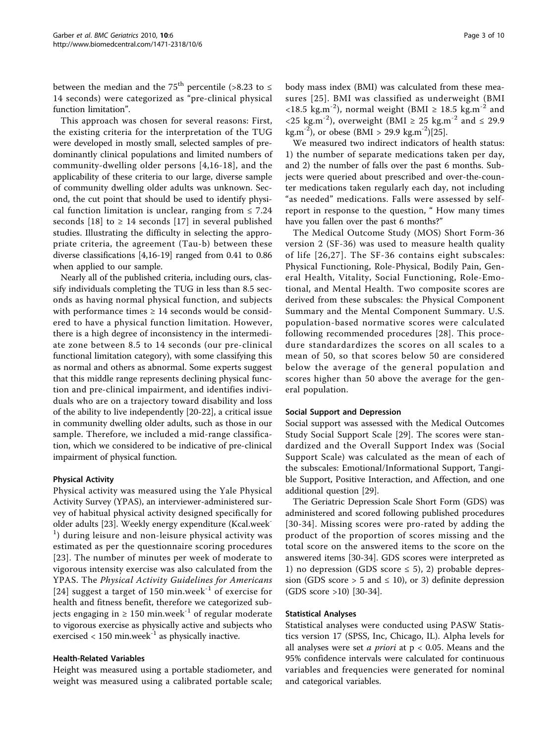between the median and the 75[th] percentile (>8.23 to ≤ 14 seconds) were categorized as "pre-clinical physical function limitation".

This approach was chosen for several reasons: First, the existing criteria for the interpretation of the TUG were developed in mostly small, selected samples of predominantly clinical populations and limited numbers of community-dwelling older persons [4,16-18], and the applicability of these criteria to our large, diverse sample of community dwelling older adults was unknown. Second, the cut point that should be used to identify physical function limitation is unclear, ranging from ≤ 7.24 seconds [18] to ≥ 14 seconds [17] in several published studies. Illustrating the difficulty in selecting the appropriate criteria, the agreement (Tau-b) between these diverse classifications [4,16-19] ranged from 0.41 to 0.86 when applied to our sample.

Nearly all of the published criteria, including ours, classify individuals completing the TUG in less than 8.5 seconds as having normal physical function, and subjects with performance times ≥ 14 seconds would be considered to have a physical function limitation. However, there is a high degree of inconsistency in the intermediate zone between 8.5 to 14 seconds (our pre-clinical functional limitation category), with some classifying this as normal and others as abnormal. Some experts suggest that this middle range represents declining physical function and pre-clinical impairment, and identifies individuals who are on a trajectory toward disability and loss of the ability to live independently [20-22], a critical issue in community dwelling older adults, such as those in our sample. Therefore, we included a mid-range classification, which we considered to be indicative of pre-clinical impairment of physical function.

#### Physical Activity

Physical activity was measured using the Yale Physical Activity Survey (YPAS), an interviewer-administered survey of habitual physical activity designed specifically for older adults [23]. Weekly energy expenditure ($\text{Kcal.week}^{-1}$) during leisure and non-leisure physical activity was estimated as per the questionnaire scoring procedures [23]. The number of minutes per week of moderate to vigorous intensity exercise was also calculated from the YPAS. The *Physical Activity Guidelines for Americans* [24] suggest a target of 150 $\text{min.week}^{-1}$ of exercise for health and fitness benefit, therefore we categorized subjects engaging in ≥ 150 $\text{min.week}^{-1}$ of regular moderate to vigorous exercise as physically active and subjects who exercised < 150 $\text{min.week}^{-1}$ as physically inactive.

#### Health-Related Variables

Height was measured using a portable stadiometer, and weight was measured using a calibrated portable scale; body mass index (BMI) was calculated from these measures [25]. BMI was classified as underweight (BMI <18.5 $\text{kg.m}^{-2}$), normal weight (BMI ≥ 18.5 $\text{kg.m}^{-2}$ and <25 $\text{kg.m}^{-2}$), overweight (BMI ≥ 25 $\text{kg.m}^{-2}$ and ≤ 29.9 $\text{kg.m}^{-2}$), or obese (BMI > 29.9 $\text{kg.m}^{-2}$)[25].

We measured two indirect indicators of health status: 1) the number of separate medications taken per day, and 2) the number of falls over the past 6 months. Subjects were queried about prescribed and over-the-counter medications taken regularly each day, not including "as needed" medications. Falls were assessed by self-report in response to the question, " How many times have you fallen over the past 6 months?"

The Medical Outcome Study (MOS) Short Form-36 version 2 (SF-36) was used to measure health quality of life [26,27]. The SF-36 contains eight subscales: Physical Functioning, Role-Physical, Bodily Pain, General Health, Vitality, Social Functioning, Role-Emotional, and Mental Health. Two composite scores are derived from these subscales: the Physical Component Summary and the Mental Component Summary. U.S. population-based normative scores were calculated following recommended procedures [28]. This procedure standardardizes the scores on all scales to a mean of 50, so that scores below 50 are considered below the average of the general population and scores higher than 50 above the average for the general population.

#### Social Support and Depression

Social support was assessed with the Medical Outcomes Study Social Support Scale [29]. The scores were standardized and the Overall Support Index was (Social Support Scale) was calculated as the mean of each of the subscales: Emotional/Informational Support, Tangible Support, Positive Interaction, and Affection, and one additional question [29].

The Geriatric Depression Scale Short Form (GDS) was administered and scored following published procedures [30-34]. Missing scores were pro-rated by adding the product of the proportion of scores missing and the total score on the answered items to the score on the answered items [30-34]. GDS scores were interpreted as 1) no depression (GDS score ≤ 5), 2) probable depression (GDS score > 5 and ≤ 10), or 3) definite depression (GDS score >10) [30-34].

#### Statistical Analyses

Statistical analyses were conducted using PASW Statistics version 17 (SPSS, Inc, Chicago, IL). Alpha levels for all analyses were set *a priori* at $p < 0.05$. Means and the 95% confidence intervals were calculated for continuous variables and frequencies were generated for nominal and categorical variables.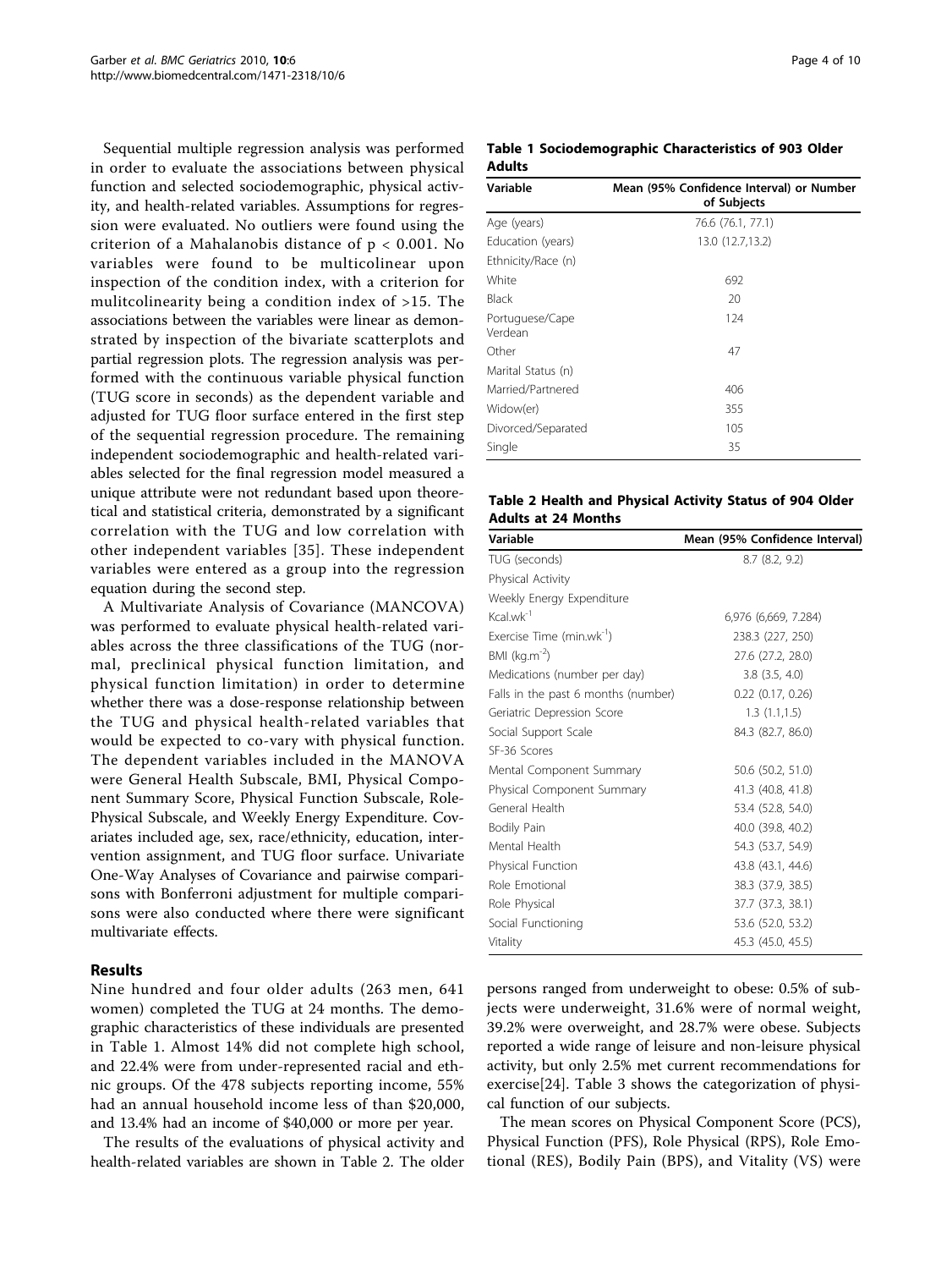Sequential multiple regression analysis was performed in order to evaluate the associations between physical function and selected sociodemographic, physical activity, and health-related variables. Assumptions for regression were evaluated. No outliers were found using the criterion of a Mahalanobis distance of $p < 0.001$. No variables were found to be multicolinear upon inspection of the condition index, with a criterion for mulitcolinearity being a condition index of >15. The associations between the variables were linear as demonstrated by inspection of the bivariate scatterplots and partial regression plots. The regression analysis was performed with the continuous variable physical function (TUG score in seconds) as the dependent variable and adjusted for TUG floor surface entered in the first step of the sequential regression procedure. The remaining independent sociodemographic and health-related variables selected for the final regression model measured a unique attribute were not redundant based upon theoretical and statistical criteria, demonstrated by a significant correlation with the TUG and low correlation with other independent variables [35]. These independent variables were entered as a group into the regression equation during the second step.

A Multivariate Analysis of Covariance (MANCOVA) was performed to evaluate physical health-related variables across the three classifications of the TUG (normal, preclinical physical function limitation, and physical function limitation) in order to determine whether there was a dose-response relationship between the TUG and physical health-related variables that would be expected to co-vary with physical function. The dependent variables included in the MANOVA were General Health Subscale, BMI, Physical Component Summary Score, Physical Function Subscale, Role-Physical Subscale, and Weekly Energy Expenditure. Covariates included age, sex, race/ethnicity, education, intervention assignment, and TUG floor surface. Univariate One-Way Analyses of Covariance and pairwise comparisons with Bonferroni adjustment for multiple comparisons were also conducted where there were significant multivariate effects.

## Results

Nine hundred and four older adults (263 men, 641 women) completed the TUG at 24 months. The demographic characteristics of these individuals are presented in Table 1. Almost 14% did not complete high school, and 22.4% were from under-represented racial and ethnic groups. Of the 478 subjects reporting income, 55% had an annual household income less of than $20,000, and 13.4% had an income of $40,000 or more per year.

The results of the evaluations of physical activity and health-related variables are shown in Table 2. The older persons ranged from underweight to obese: 0.5% of subjects were underweight, 31.6% were of normal weight, 39.2% were overweight, and 28.7% were obese. Subjects reported a wide range of leisure and non-leisure physical activity, but only 2.5% met current recommendations for exercise[24]. Table 3 shows the categorization of physical function of our subjects.

The mean scores on Physical Component Score (PCS), Physical Function (PFS), Role Physical (RPS), Role Emotional (RES), Bodily Pain (BPS), and Vitality (VS) were

**Table 1 Sociodemographic Characteristics of 903 Older Adults**

| Variable | Mean (95% Confidence Interval) or Number of Subjects |
|---|---|
| Age (years) | 76.6 (76.1, 77.1) |
| Education (years) | 13.0 (12.7,13.2) |
| Ethnicity/Race (n) | |
| White | 692 |
| Black | 20 |
| Portuguese/Cape Verdean | 124 |
| Other | 47 |
| Marital Status (n) | |
| Married/Partnered | 406 |
| Widow(er) | 355 |
| Divorced/Separated | 105 |
| Single | 35 |

**Table 2 Health and Physical Activity Status of 904 Older Adults at 24 Months**

| Variable | Mean (95% Confidence Interval) |
|---|---|
| TUG (seconds) | 8.7 (8.2, 9.2) |
| Physical Activity | |
| Weekly Energy Expenditure | |
| $Kcal.wk^{-1}$ | 6,976 (6,669, 7.284) |
| Exercise Time ($min.wk^{-1}$) | 238.3 (227, 250) |
| BMI ($kg.m^{-2}$) | 27.6 (27.2, 28.0) |
| Medications (number per day) | 3.8 (3.5, 4.0) |
| Falls in the past 6 months (number) | 0.22 (0.17, 0.26) |
| Geriatric Depression Score | 1.3 (1.1,1.5) |
| Social Support Scale | 84.3 (82.7, 86.0) |
| SF-36 Scores | |
| Mental Component Summary | 50.6 (50.2, 51.0) |
| Physical Component Summary | 41.3 (40.8, 41.8) |
| General Health | 53.4 (52.8, 54.0) |
| Bodily Pain | 40.0 (39.8, 40.2) |
| Mental Health | 54.3 (53.7, 54.9) |
| Physical Function | 43.8 (43.1, 44.6) |
| Role Emotional | 38.3 (37.9, 38.5) |
| Role Physical | 37.7 (37.3, 38.1) |
| Social Functioning | 53.6 (52.0, 53.2) |
| Vitality | 45.3 (45.0, 45.5) |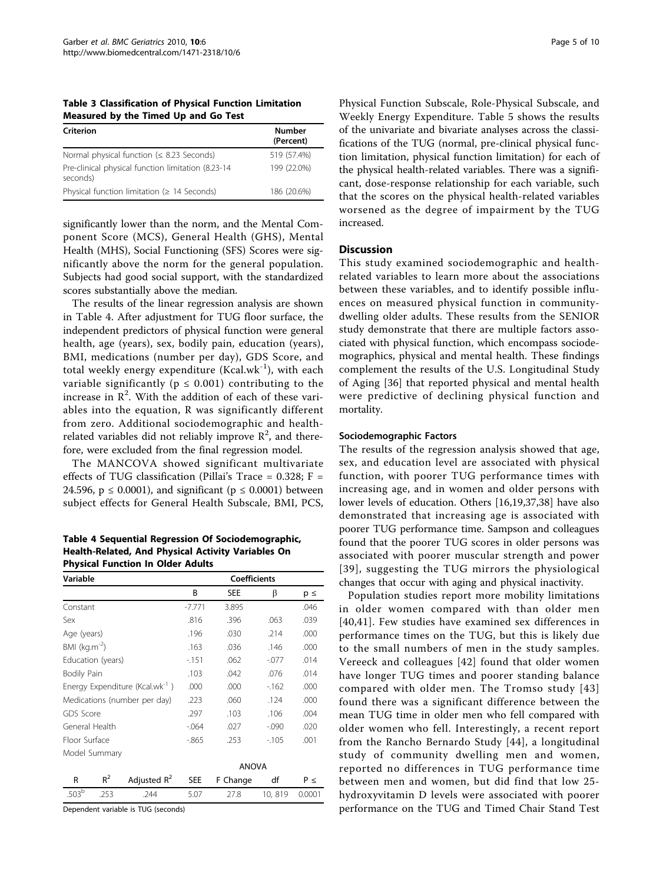**Table 3 Classification of Physical Function Limitation Measured by the Timed Up and Go Test**

| Criterion | Number (Percent) |
|---|---|
| Normal physical function (≤ 8.23 Seconds) | 519 (57.4%) |
| Pre-clinical physical function limitation (8.23-14 seconds) | 199 (22.0%) |
| Physical function limitation (≥ 14 Seconds) | 186 (20.6%) |

significantly lower than the norm, and the Mental Component Score (MCS), General Health (GHS), Mental Health (MHS), Social Functioning (SFS) Scores were significantly above the norm for the general population. Subjects had good social support, with the standardized scores substantially above the median.

The results of the linear regression analysis are shown in Table 4. After adjustment for TUG floor surface, the independent predictors of physical function were general health, age (years), sex, bodily pain, education (years), BMI, medications (number per day), GDS Score, and total weekly energy expenditure ($Kcal.wk^{-1}$), with each variable significantly ($p \leq 0.001$) contributing to the increase in $R^2$. With the addition of each of these variables into the equation, R was significantly different from zero. Additional sociodemographic and health-related variables did not reliably improve $R^2$, and therefore, were excluded from the final regression model.

The MANCOVA showed significant multivariate effects of TUG classification (Pillai's Trace = 0.328; F = 24.596, $p \leq 0.0001$), and significant ($p \leq 0.0001$) between subject effects for General Health Subscale, BMI, PCS, Physical Function Subscale, Role-Physical Subscale, and Weekly Energy Expenditure. Table 5 shows the results of the univariate and bivariate analyses across the classifications of the TUG (normal, pre-clinical physical function limitation, physical function limitation) for each of the physical health-related variables. There was a significant, dose-response relationship for each variable, such that the scores on the physical health-related variables worsened as the degree of impairment by the TUG increased.

**Table 4 Sequential Regression Of Sociodemographic, Health-Related, And Physical Activity Variables On Physical Function In Older Adults**

| Variable | B | SEE | β | p ≤ |
|---|---|---|---|---|
| Constant | -7.771 | 3.895 | | .046 |
| Sex | .816 | .396 | .063 | .039 |
| Age (years) | .196 | .030 | .214 | .000 |
| BMI ($kg.m^{-2}$) | .163 | .036 | .146 | .000 |
| Education (years) | -.151 | .062 | -.077 | .014 |
| Bodily Pain | .103 | .042 | .076 | .014 |
| Energy Expenditure ($Kcal.wk^{-1}$) | .000 | .000 | -.162 | .000 |
| Medications (number per day) | .223 | .060 | .124 | .000 |
| GDS Score | .297 | .103 | .106 | .004 |
| General Health | -.064 | .027 | -.090 | .020 |
| Floor Surface | -.865 | .253 | -.105 | .001 |

Model Summary

| R | $R^2$ | Adjusted $R^2$ | SEE | F Change (ANOVA) | df (ANOVA) | P ≤ (ANOVA) |
|---|---|---|---|---|---|---|
| .503[b] | .253 | .244 | 5.07 | 27.8 | 10, 819 | 0.0001 |

Dependent variable is TUG (seconds)

## Discussion

This study examined sociodemographic and health-related variables to learn more about the associations between these variables, and to identify possible influences on measured physical function in community-dwelling older adults. These results from the SENIOR study demonstrate that there are multiple factors associated with physical function, which encompass sociodemographics, physical and mental health. These findings complement the results of the U.S. Longitudinal Study of Aging [36] that reported physical and mental health were predictive of declining physical function and mortality.

### Sociodemographic Factors

The results of the regression analysis showed that age, sex, and education level are associated with physical function, with poorer TUG performance times with increasing age, and in women and older persons with lower levels of education. Others [16,19,37,38] have also demonstrated that increasing age is associated with poorer TUG performance time. Sampson and colleagues found that the poorer TUG scores in older persons was associated with poorer muscular strength and power [39], suggesting the TUG mirrors the physiological changes that occur with aging and physical inactivity.

Population studies report more mobility limitations in older women compared with than older men [40,41]. Few studies have examined sex differences in performance times on the TUG, but this is likely due to the small numbers of men in the study samples. Vereeck and colleagues [42] found that older women have longer TUG times and poorer standing balance compared with older men. The Tromso study [43] found there was a significant difference between the mean TUG time in older men who fell compared with older women who fell. Interestingly, a recent report from the Rancho Bernardo Study [44], a longitudinal study of community dwelling men and women, reported no differences in TUG performance time between men and women, but did find that low 25-hydroxyvitamin D levels were associated with poorer performance on the TUG and Timed Chair Stand Test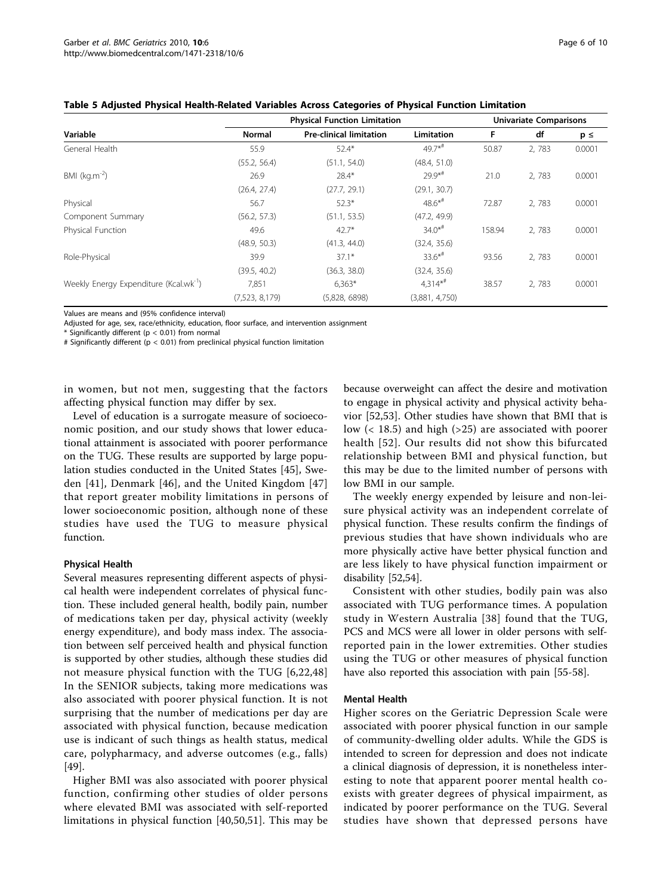**Table 5 Adjusted Physical Health-Related Variables Across Categories of Physical Function Limitation**

| Variable | Physical Function Limitation | | | Univariate Comparisons | | |
|---|---|---|---|---|---|---|
| | Normal | Pre-clinical limitation | Limitation | F | df | p ≤ |
| General Health | 55.9 | 52.4* | 49.7*# | 50.87 | 2, 783 | 0.0001 |
| | (55.2, 56.4) | (51.1, 54.0) | (48.4, 51.0) | | | |
| BMI ($kg.m^{-2}$) | 26.9 | 28.4* | 29.9*# | 21.0 | 2, 783 | 0.0001 |
| | (26.4, 27.4) | (27.7, 29.1) | (29.1, 30.7) | | | |
| Physical Component Summary | 56.7 | 52.3* | 48.6*# | 72.87 | 2, 783 | 0.0001 |
| | (56.2, 57.3) | (51.1, 53.5) | (47.2, 49.9) | | | |
| Physical Function | 49.6 | 42.7* | 34.0*# | 158.94 | 2, 783 | 0.0001 |
| | (48.9, 50.3) | (41.3, 44.0) | (32.4, 35.6) | | | |
| Role-Physical | 39.9 | 37.1* | 33.6*# | 93.56 | 2, 783 | 0.0001 |
| | (39.5, 40.2) | (36.3, 38.0) | (32.4, 35.6) | | | |
| Weekly Energy Expenditure ($Kcal.wk^{-1}$) | 7,851 | 6,363* | 4,314*# | 38.57 | 2, 783 | 0.0001 |
| | (7,523, 8,179) | (5,828, 6898) | (3,881, 4,750) | | | |

Values are means and (95% confidence interval)

Adjusted for age, sex, race/ethnicity, education, floor surface, and intervention assignment

\* Significantly different ($p < 0.01$) from normal

\# Significantly different ($p < 0.01$) from preclinical physical function limitation

in women, but not men, suggesting that the factors affecting physical function may differ by sex.

Level of education is a surrogate measure of socioeconomic position, and our study shows that lower educational attainment is associated with poorer performance on the TUG. These results are supported by large population studies conducted in the United States [45], Sweden [41], Denmark [46], and the United Kingdom [47] that report greater mobility limitations in persons of lower socioeconomic position, although none of these studies have used the TUG to measure physical function.

### Physical Health

Several measures representing different aspects of physical health were independent correlates of physical function. These included general health, bodily pain, number of medications taken per day, physical activity (weekly energy expenditure), and body mass index. The association between self perceived health and physical function is supported by other studies, although these studies did not measure physical function with the TUG [6,22,48] In the SENIOR subjects, taking more medications was also associated with poorer physical function. It is not surprising that the number of medications per day are associated with physical function, because medication use is indicant of such things as health status, medical care, polypharmacy, and adverse outcomes (e.g., falls) [49].

Higher BMI was also associated with poorer physical function, confirming other studies of older persons where elevated BMI was associated with self-reported limitations in physical function [40,50,51]. This may be because overweight can affect the desire and motivation to engage in physical activity and physical activity behavior [52,53]. Other studies have shown that BMI that is low (< 18.5) and high (>25) are associated with poorer health [52]. Our results did not show this bifurcated relationship between BMI and physical function, but this may be due to the limited number of persons with low BMI in our sample.

The weekly energy expended by leisure and non-leisure physical activity was an independent correlate of physical function. These results confirm the findings of previous studies that have shown individuals who are more physically active have better physical function and are less likely to have physical function impairment or disability [52,54].

Consistent with other studies, bodily pain was also associated with TUG performance times. A population study in Western Australia [38] found that the TUG, PCS and MCS were all lower in older persons with self-reported pain in the lower extremities. Other studies using the TUG or other measures of physical function have also reported this association with pain [55-58].

### Mental Health

Higher scores on the Geriatric Depression Scale were associated with poorer physical function in our sample of community-dwelling older adults. While the GDS is intended to screen for depression and does not indicate a clinical diagnosis of depression, it is nonetheless interesting to note that apparent poorer mental health co-exists with greater degrees of physical impairment, as indicated by poorer performance on the TUG. Several studies have shown that depressed persons have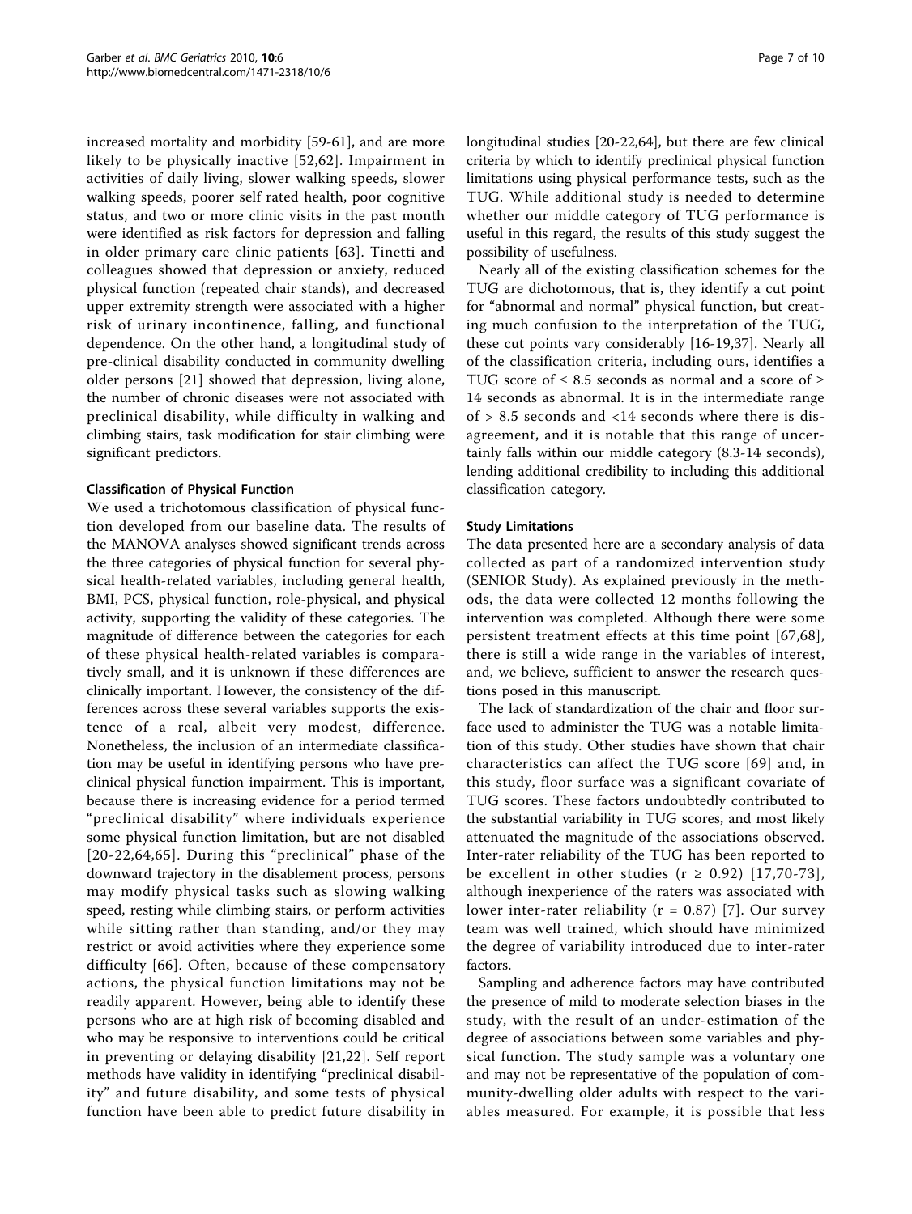increased mortality and morbidity [59-61], and are more likely to be physically inactive [52,62]. Impairment in activities of daily living, slower walking speeds, slower walking speeds, poorer self rated health, poor cognitive status, and two or more clinic visits in the past month were identified as risk factors for depression and falling in older primary care clinic patients [63]. Tinetti and colleagues showed that depression or anxiety, reduced physical function (repeated chair stands), and decreased upper extremity strength were associated with a higher risk of urinary incontinence, falling, and functional dependence. On the other hand, a longitudinal study of pre-clinical disability conducted in community dwelling older persons [21] showed that depression, living alone, the number of chronic diseases were not associated with preclinical disability, while difficulty in walking and climbing stairs, task modification for stair climbing were significant predictors.

### Classification of Physical Function

We used a trichotomous classification of physical function developed from our baseline data. The results of the MANOVA analyses showed significant trends across the three categories of physical function for several physical health-related variables, including general health, BMI, PCS, physical function, role-physical, and physical activity, supporting the validity of these categories. The magnitude of difference between the categories for each of these physical health-related variables is comparatively small, and it is unknown if these differences are clinically important. However, the consistency of the differences across these several variables supports the existence of a real, albeit very modest, difference. Nonetheless, the inclusion of an intermediate classification may be useful in identifying persons who have preclinical physical function impairment. This is important, because there is increasing evidence for a period termed "preclinical disability" where individuals experience some physical function limitation, but are not disabled [20-22,64,65]. During this "preclinical" phase of the downward trajectory in the disablement process, persons may modify physical tasks such as slowing walking speed, resting while climbing stairs, or perform activities while sitting rather than standing, and/or they may restrict or avoid activities where they experience some difficulty [66]. Often, because of these compensatory actions, the physical function limitations may not be readily apparent. However, being able to identify these persons who are at high risk of becoming disabled and who may be responsive to interventions could be critical in preventing or delaying disability [21,22]. Self report methods have validity in identifying "preclinical disability" and future disability, and some tests of physical function have been able to predict future disability in longitudinal studies [20-22,64], but there are few clinical criteria by which to identify preclinical physical function limitations using physical performance tests, such as the TUG. While additional study is needed to determine whether our middle category of TUG performance is useful in this regard, the results of this study suggest the possibility of usefulness.

Nearly all of the existing classification schemes for the TUG are dichotomous, that is, they identify a cut point for "abnormal and normal" physical function, but creating much confusion to the interpretation of the TUG, these cut points vary considerably [16-19,37]. Nearly all of the classification criteria, including ours, identifies a TUG score of ≤ 8.5 seconds as normal and a score of ≥ 14 seconds as abnormal. It is in the intermediate range of > 8.5 seconds and <14 seconds where there is disagreement, and it is notable that this range of uncertainly falls within our middle category (8.3-14 seconds), lending additional credibility to including this additional classification category.

### Study Limitations

The data presented here are a secondary analysis of data collected as part of a randomized intervention study (SENIOR Study). As explained previously in the methods, the data were collected 12 months following the intervention was completed. Although there were some persistent treatment effects at this time point [67,68], there is still a wide range in the variables of interest, and, we believe, sufficient to answer the research questions posed in this manuscript.

The lack of standardization of the chair and floor surface used to administer the TUG was a notable limitation of this study. Other studies have shown that chair characteristics can affect the TUG score [69] and, in this study, floor surface was a significant covariate of TUG scores. These factors undoubtedly contributed to the substantial variability in TUG scores, and most likely attenuated the magnitude of the associations observed. Inter-rater reliability of the TUG has been reported to be excellent in other studies ($r \geq 0.92$) [17,70-73], although inexperience of the raters was associated with lower inter-rater reliability ($r = 0.87$) [7]. Our survey team was well trained, which should have minimized the degree of variability introduced due to inter-rater factors.

Sampling and adherence factors may have contributed the presence of mild to moderate selection biases in the study, with the result of an under-estimation of the degree of associations between some variables and physical function. The study sample was a voluntary one and may not be representative of the population of community-dwelling older adults with respect to the variables measured. For example, it is possible that less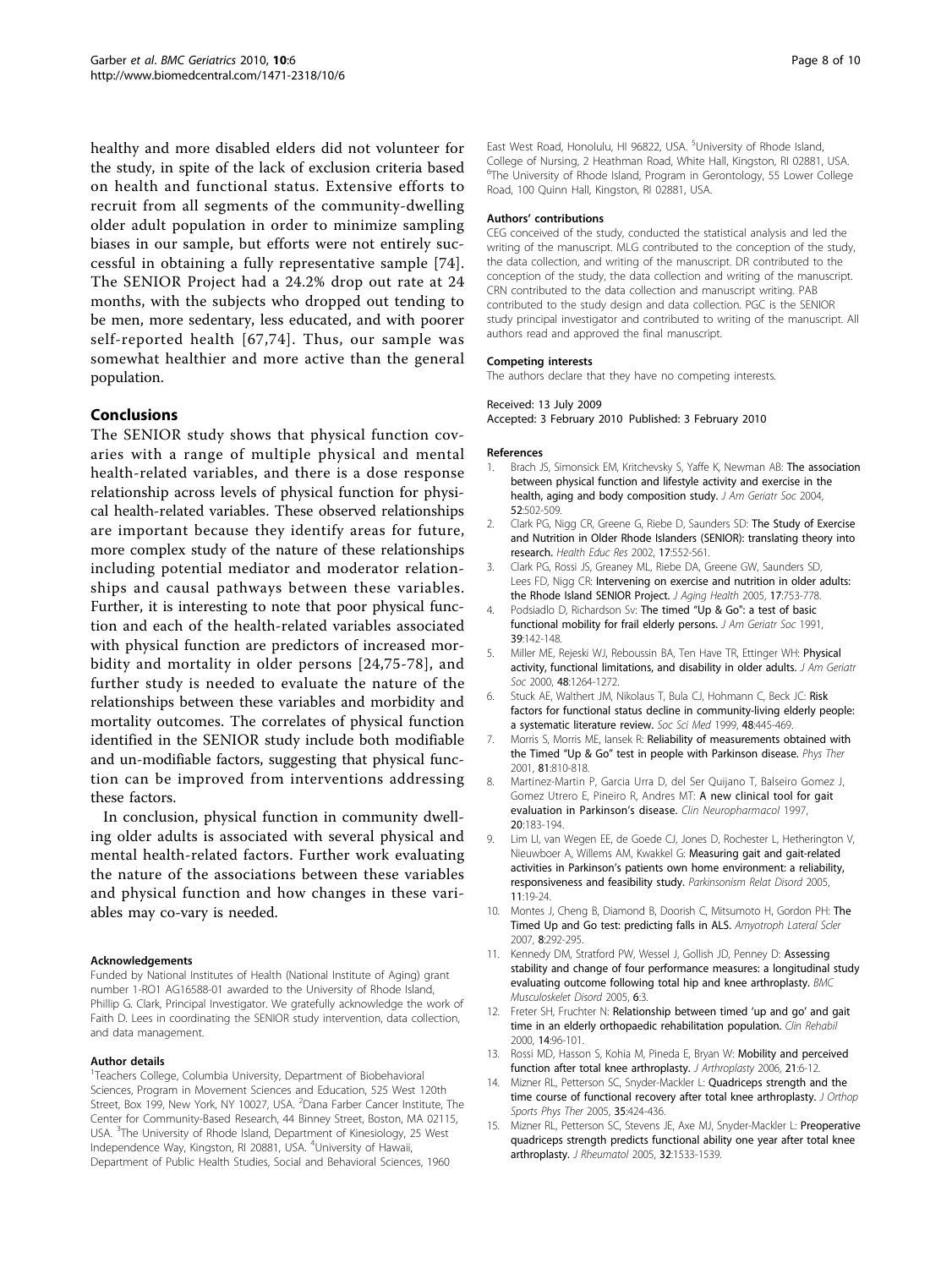healthy and more disabled elders did not volunteer for the study, in spite of the lack of exclusion criteria based on health and functional status. Extensive efforts to recruit from all segments of the community-dwelling older adult population in order to minimize sampling biases in our sample, but efforts were not entirely successful in obtaining a fully representative sample [74]. The SENIOR Project had a 24.2% drop out rate at 24 months, with the subjects who dropped out tending to be men, more sedentary, less educated, and with poorer self-reported health [67,74]. Thus, our sample was somewhat healthier and more active than the general population.

## Conclusions

The SENIOR study shows that physical function covaries with a range of multiple physical and mental health-related variables, and there is a dose response relationship across levels of physical function for physical health-related variables. These observed relationships are important because they identify areas for future, more complex study of the nature of these relationships including potential mediator and moderator relationships and causal pathways between these variables. Further, it is interesting to note that poor physical function and each of the health-related variables associated with physical function are predictors of increased morbidity and mortality in older persons [24,75-78], and further study is needed to evaluate the nature of the relationships between these variables and morbidity and mortality outcomes. The correlates of physical function identified in the SENIOR study include both modifiable and un-modifiable factors, suggesting that physical function can be improved from interventions addressing these factors.

In conclusion, physical function in community dwelling older adults is associated with several physical and mental health-related factors. Further work evaluating the nature of the associations between these variables and physical function and how changes in these variables may co-vary is needed.

#### Acknowledgements

Funded by National Institutes of Health (National Institute of Aging) grant number 1-RO1 AG16588-01 awarded to the University of Rhode Island, Phillip G. Clark, Principal Investigator. We gratefully acknowledge the work of Faith D. Lees in coordinating the SENIOR study intervention, data collection, and data management.

#### Author details

[1]Teachers College, Columbia University, Department of Biobehavioral Sciences, Program in Movement Sciences and Education, 525 West 120th Street, Box 199, New York, NY 10027, USA. [2]Dana Farber Cancer Institute, The Center for Community-Based Research, 44 Binney Street, Boston, MA 02115, USA. [3]The University of Rhode Island, Department of Kinesiology, 25 West Independence Way, Kingston, RI 20881, USA. [4]University of Hawaii, Department of Public Health Studies, Social and Behavioral Sciences, 1960 East West Road, Honolulu, HI 96822, USA. [5]University of Rhode Island, College of Nursing, 2 Heathman Road, White Hall, Kingston, RI 02881, USA. [6]The University of Rhode Island, Program in Gerontology, 55 Lower College Road, 100 Quinn Hall, Kingston, RI 02881, USA.

#### Authors' contributions

CEG conceived of the study, conducted the statistical analysis and led the writing of the manuscript. MLG contributed to the conception of the study, the data collection, and writing of the manuscript. DR contributed to the conception of the study, the data collection and writing of the manuscript. CRN contributed to the data collection and manuscript writing. PAB contributed to the study design and data collection. PGC is the SENIOR study principal investigator and contributed to writing of the manuscript. All authors read and approved the final manuscript.

#### Competing interests

The authors declare that they have no competing interests.

Received: 13 July 2009
Accepted: 3 February 2010 Published: 3 February 2010

#### References

1. Brach JS, Simonsick EM, Kritchevsky S, Yaffe K, Newman AB: **The association between physical function and lifestyle activity and exercise in the health, aging and body composition study.** *J Am Geriatr Soc* 2004, **52**:502-509.
2. Clark PG, Nigg CR, Greene G, Riebe D, Saunders SD: **The Study of Exercise and Nutrition in Older Rhode Islanders (SENIOR): translating theory into research.** *Health Educ Res* 2002, **17**:552-561.
3. Clark PG, Rossi JS, Greaney ML, Riebe DA, Greene GW, Saunders SD, Lees FD, Nigg CR: **Intervening on exercise and nutrition in older adults: the Rhode Island SENIOR Project.** *J Aging Health* 2005, **17**:753-778.
4. Podsiadlo D, Richardson Sv: **The timed "Up & Go": a test of basic functional mobility for frail elderly persons.** *J Am Geriatr Soc* 1991, **39**:142-148.
5. Miller ME, Rejeski WJ, Reboussin BA, Ten Have TR, Ettinger WH: **Physical activity, functional limitations, and disability in older adults.** *J Am Geriatr Soc* 2000, **48**:1264-1272.
6. Stuck AE, Walthert JM, Nikolaus T, Bula CJ, Hohmann C, Beck JC: **Risk factors for functional status decline in community-living elderly people: a systematic literature review.** *Soc Sci Med* 1999, **48**:445-469.
7. Morris S, Morris ME, Iansek R: **Reliability of measurements obtained with the Timed "Up & Go" test in people with Parkinson disease.** *Phys Ther* 2001, **81**:810-818.
8. Martinez-Martin P, Garcia Urra D, del Ser Quijano T, Balseiro Gomez J, Gomez Utrero E, Pineiro R, Andres MT: **A new clinical tool for gait evaluation in Parkinson's disease.** *Clin Neuropharmacol* 1997, **20**:183-194.
9. Lim LI, van Wegen EE, de Goede CJ, Jones D, Rochester L, Hetherington V, Nieuwboer A, Willems AM, Kwakkel G: **Measuring gait and gait-related activities in Parkinson's patients own home environment: a reliability, responsiveness and feasibility study.** *Parkinsonism Relat Disord* 2005, **11**:19-24.
10. Montes J, Cheng B, Diamond B, Doorish C, Mitsumoto H, Gordon PH: **The Timed Up and Go test: predicting falls in ALS.** *Amyotroph Lateral Scler* 2007, **8**:292-295.
11. Kennedy DM, Stratford PW, Wessel J, Gollish JD, Penney D: **Assessing stability and change of four performance measures: a longitudinal study evaluating outcome following total hip and knee arthroplasty.** *BMC Musculoskelet Disord* 2005, **6**:3.
12. Freter SH, Fruchter N: **Relationship between timed 'up and go' and gait time in an elderly orthopaedic rehabilitation population.** *Clin Rehabil* 2000, **14**:96-101.
13. Rossi MD, Hasson S, Kohia M, Pineda E, Bryan W: **Mobility and perceived function after total knee arthroplasty.** *J Arthroplasty* 2006, **21**:6-12.
14. Mizner RL, Petterson SC, Snyder-Mackler L: **Quadriceps strength and the time course of functional recovery after total knee arthroplasty.** *J Orthop Sports Phys Ther* 2005, **35**:424-436.
15. Mizner RL, Petterson SC, Stevens JE, Axe MJ, Snyder-Mackler L: **Preoperative quadriceps strength predicts functional ability one year after total knee arthroplasty.** *J Rheumatol* 2005, **32**:1533-1539.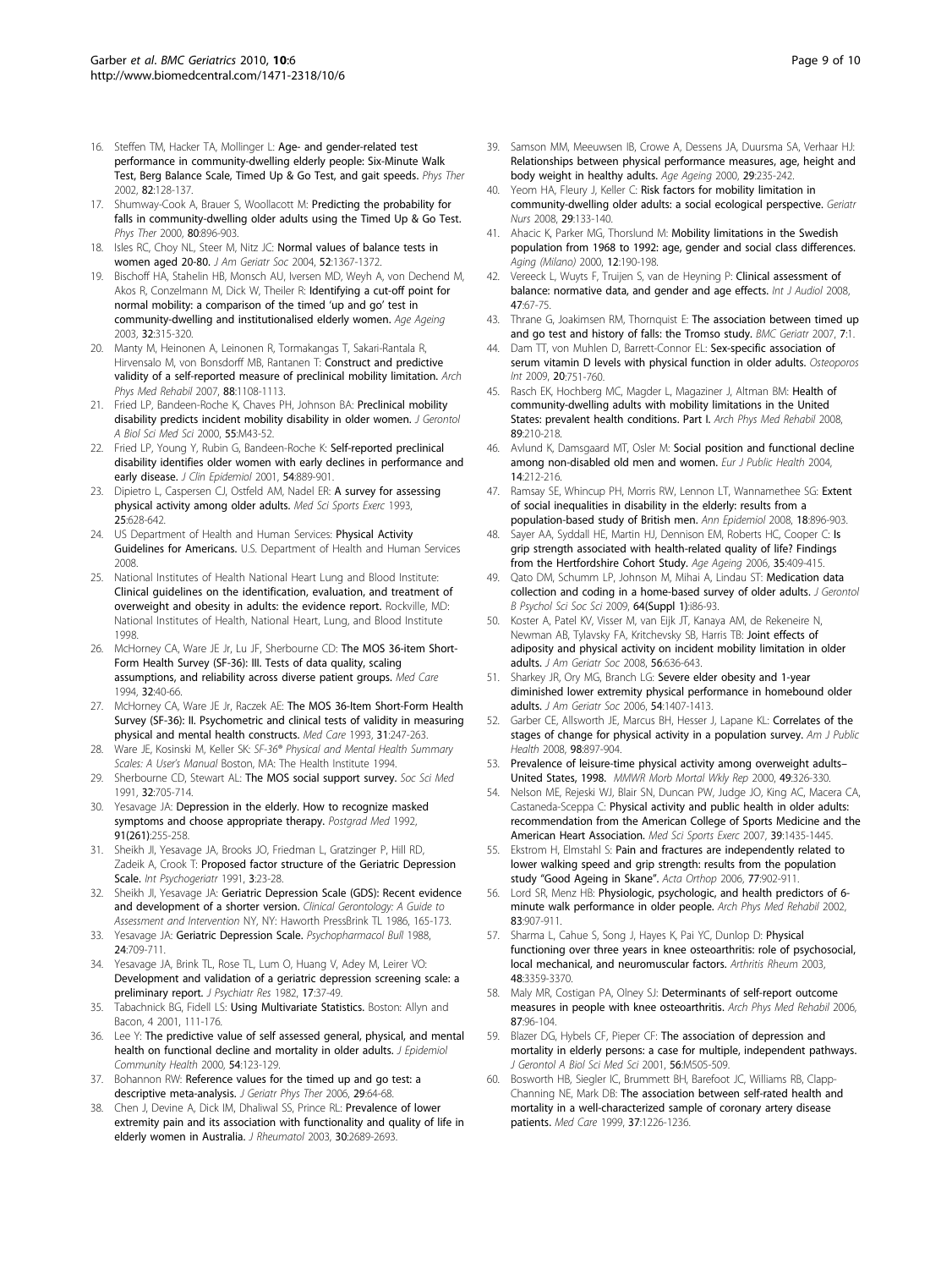16. Steffen TM, Hacker TA, Mollinger L: **Age- and gender-related test performance in community-dwelling elderly people: Six-Minute Walk Test, Berg Balance Scale, Timed Up & Go Test, and gait speeds.** *Phys Ther* 2002, **82**:128-137.
17. Shumway-Cook A, Brauer S, Woollacott M: **Predicting the probability for falls in community-dwelling older adults using the Timed Up & Go Test.** *Phys Ther* 2000, **80**:896-903.
18. Isles RC, Choy NL, Steer M, Nitz JC: **Normal values of balance tests in women aged 20-80.** *J Am Geriatr Soc* 2004, **52**:1367-1372.
19. Bischoff HA, Stahelin HB, Monsch AU, Iversen MD, Weyh A, von Dechend M, Akos R, Conzelmann M, Dick W, Theiler R: **Identifying a cut-off point for normal mobility: a comparison of the timed 'up and go' test in community-dwelling and institutionalised elderly women.** *Age Ageing* 2003, **32**:315-320.
20. Manty M, Heinonen A, Leinonen R, Tormakangas T, Sakari-Rantala R, Hirvensalo M, von Bonsdorff MB, Rantanen T: **Construct and predictive validity of a self-reported measure of preclinical mobility limitation.** *Arch Phys Med Rehabil* 2007, **88**:1108-1113.
21. Fried LP, Bandeen-Roche K, Chaves PH, Johnson BA: **Preclinical mobility disability predicts incident mobility disability in older women.** *J Gerontol A Biol Sci Med Sci* 2000, **55**:M43-52.
22. Fried LP, Young Y, Rubin G, Bandeen-Roche K: **Self-reported preclinical disability identifies older women with early declines in performance and early disease.** *J Clin Epidemiol* 2001, **54**:889-901.
23. Dipietro L, Caspersen CJ, Ostfeld AM, Nadel ER: **A survey for assessing physical activity among older adults.** *Med Sci Sports Exerc* 1993, **25**:628-642.
24. US Department of Health and Human Services: **Physical Activity Guidelines for Americans.** U.S. Department of Health and Human Services 2008.
25. National Institutes of Health National Heart Lung and Blood Institute: **Clinical guidelines on the identification, evaluation, and treatment of overweight and obesity in adults: the evidence report.** Rockville, MD: National Institutes of Health, National Heart, Lung, and Blood Institute 1998.
26. McHorney CA, Ware JE Jr, Lu JF, Sherbourne CD: **The MOS 36-item Short-Form Health Survey (SF-36): III. Tests of data quality, scaling assumptions, and reliability across diverse patient groups.** *Med Care* 1994, **32**:40-66.
27. McHorney CA, Ware JE Jr, Raczek AE: **The MOS 36-Item Short-Form Health Survey (SF-36): II. Psychometric and clinical tests of validity in measuring physical and mental health constructs.** *Med Care* 1993, **31**:247-263.
28. Ware JE, Kosinski M, Keller SK: *SF-36® Physical and Mental Health Summary Scales: A User's Manual* Boston, MA: The Health Institute 1994.
29. Sherbourne CD, Stewart AL: **The MOS social support survey.** *Soc Sci Med* 1991, **32**:705-714.
30. Yesavage JA: **Depression in the elderly. How to recognize masked symptoms and choose appropriate therapy.** *Postgrad Med* 1992, **91(261)**:255-258.
31. Sheikh JI, Yesavage JA, Brooks JO, Friedman L, Gratzinger P, Hill RD, Zadeik A, Crook T: **Proposed factor structure of the Geriatric Depression Scale.** *Int Psychogeriatr* 1991, **3**:23-28.
32. Sheikh JI, Yesavage JA: **Geriatric Depression Scale (GDS): Recent evidence and development of a shorter version.** *Clinical Gerontology: A Guide to Assessment and Intervention* NY, NY: Haworth PressBrink TL 1986, 165-173.
33. Yesavage JA: **Geriatric Depression Scale.** *Psychopharmacol Bull* 1988, **24**:709-711.
34. Yesavage JA, Brink TL, Rose TL, Lum O, Huang V, Adey M, Leirer VO: **Development and validation of a geriatric depression screening scale: a preliminary report.** *J Psychiatr Res* 1982, **17**:37-49.
35. Tabachnick BG, Fidell LS: **Using Multivariate Statistics.** Boston: Allyn and Bacon, 4 2001, 111-176.
36. Lee Y: **The predictive value of self assessed general, physical, and mental health on functional decline and mortality in older adults.** *J Epidemiol Community Health* 2000, **54**:123-129.
37. Bohannon RW: **Reference values for the timed up and go test: a descriptive meta-analysis.** *J Geriatr Phys Ther* 2006, **29**:64-68.
38. Chen J, Devine A, Dick IM, Dhaliwal SS, Prince RL: **Prevalence of lower extremity pain and its association with functionality and quality of life in elderly women in Australia.** *J Rheumatol* 2003, **30**:2689-2693.
39. Samson MM, Meeuwsen IB, Crowe A, Dessens JA, Duursma SA, Verhaar HJ: **Relationships between physical performance measures, age, height and body weight in healthy adults.** *Age Ageing* 2000, **29**:235-242.
40. Yeom HA, Fleury J, Keller C: **Risk factors for mobility limitation in community-dwelling older adults: a social ecological perspective.** *Geriatr Nurs* 2008, **29**:133-140.
41. Ahacic K, Parker MG, Thorslund M: **Mobility limitations in the Swedish population from 1968 to 1992: age, gender and social class differences.** *Aging (Milano)* 2000, **12**:190-198.
42. Vereeck L, Wuyts F, Truijen S, van de Heyning P: **Clinical assessment of balance: normative data, and gender and age effects.** *Int J Audiol* 2008, **47**:67-75.
43. Thrane G, Joakimsen RM, Thornquist E: **The association between timed up and go test and history of falls: the Tromso study.** *BMC Geriatr* 2007, **7**:1.
44. Dam TT, von Muhlen D, Barrett-Connor EL: **Sex-specific association of serum vitamin D levels with physical function in older adults.** *Osteoporos Int* 2009, **20**:751-760.
45. Rasch EK, Hochberg MC, Magder L, Magaziner J, Altman BM: **Health of community-dwelling adults with mobility limitations in the United States: prevalent health conditions. Part I.** *Arch Phys Med Rehabil* 2008, **89**:210-218.
46. Avlund K, Damsgaard MT, Osler M: **Social position and functional decline among non-disabled old men and women.** *Eur J Public Health* 2004, **14**:212-216.
47. Ramsay SE, Whincup PH, Morris RW, Lennon LT, Wannamethee SG: **Extent of social inequalities in disability in the elderly: results from a population-based study of British men.** *Ann Epidemiol* 2008, **18**:896-903.
48. Sayer AA, Syddall HE, Martin HJ, Dennison EM, Roberts HC, Cooper C: **Is grip strength associated with health-related quality of life? Findings from the Hertfordshire Cohort Study.** *Age Ageing* 2006, **35**:409-415.
49. Qato DM, Schumm LP, Johnson M, Mihai A, Lindau ST: **Medication data collection and coding in a home-based survey of older adults.** *J Gerontol B Psychol Sci Soc Sci* 2009, **64(Suppl 1)**:i86-93.
50. Koster A, Patel KV, Visser M, van Eijk JT, Kanaya AM, de Rekeneire N, Newman AB, Tylavsky FA, Kritchevsky SB, Harris TB: **Joint effects of adiposity and physical activity on incident mobility limitation in older adults.** *J Am Geriatr Soc* 2008, **56**:636-643.
51. Sharkey JR, Ory MG, Branch LG: **Severe elder obesity and 1-year diminished lower extremity physical performance in homebound older adults.** *J Am Geriatr Soc* 2006, **54**:1407-1413.
52. Garber CE, Allsworth JE, Marcus BH, Hesser J, Lapane KL: **Correlates of the stages of change for physical activity in a population survey.** *Am J Public Health* 2008, **98**:897-904.
53. **Prevalence of leisure-time physical activity among overweight adults–United States, 1998.** *MMWR Morb Mortal Wkly Rep* 2000, **49**:326-330.
54. Nelson ME, Rejeski WJ, Blair SN, Duncan PW, Judge JO, King AC, Macera CA, Castaneda-Sceppa C: **Physical activity and public health in older adults: recommendation from the American College of Sports Medicine and the American Heart Association.** *Med Sci Sports Exerc* 2007, **39**:1435-1445.
55. Ekstrom H, Elmstahl S: **Pain and fractures are independently related to lower walking speed and grip strength: results from the population study "Good Ageing in Skane".** *Acta Orthop* 2006, **77**:902-911.
56. Lord SR, Menz HB: **Physiologic, psychologic, and health predictors of 6-minute walk performance in older people.** *Arch Phys Med Rehabil* 2002, **83**:907-911.
57. Sharma L, Cahue S, Song J, Hayes K, Pai YC, Dunlop D: **Physical functioning over three years in knee osteoarthritis: role of psychosocial, local mechanical, and neuromuscular factors.** *Arthritis Rheum* 2003, **48**:3359-3370.
58. Maly MR, Costigan PA, Olney SJ: **Determinants of self-report outcome measures in people with knee osteoarthritis.** *Arch Phys Med Rehabil* 2006, **87**:96-104.
59. Blazer DG, Hybels CF, Pieper CF: **The association of depression and mortality in elderly persons: a case for multiple, independent pathways.** *J Gerontol A Biol Sci Med Sci* 2001, **56**:M505-509.
60. Bosworth HB, Siegler IC, Brummett BH, Barefoot JC, Williams RB, Clapp-Channing NE, Mark DB: **The association between self-rated health and mortality in a well-characterized sample of coronary artery disease patients.** *Med Care* 1999, **37**:1226-1236.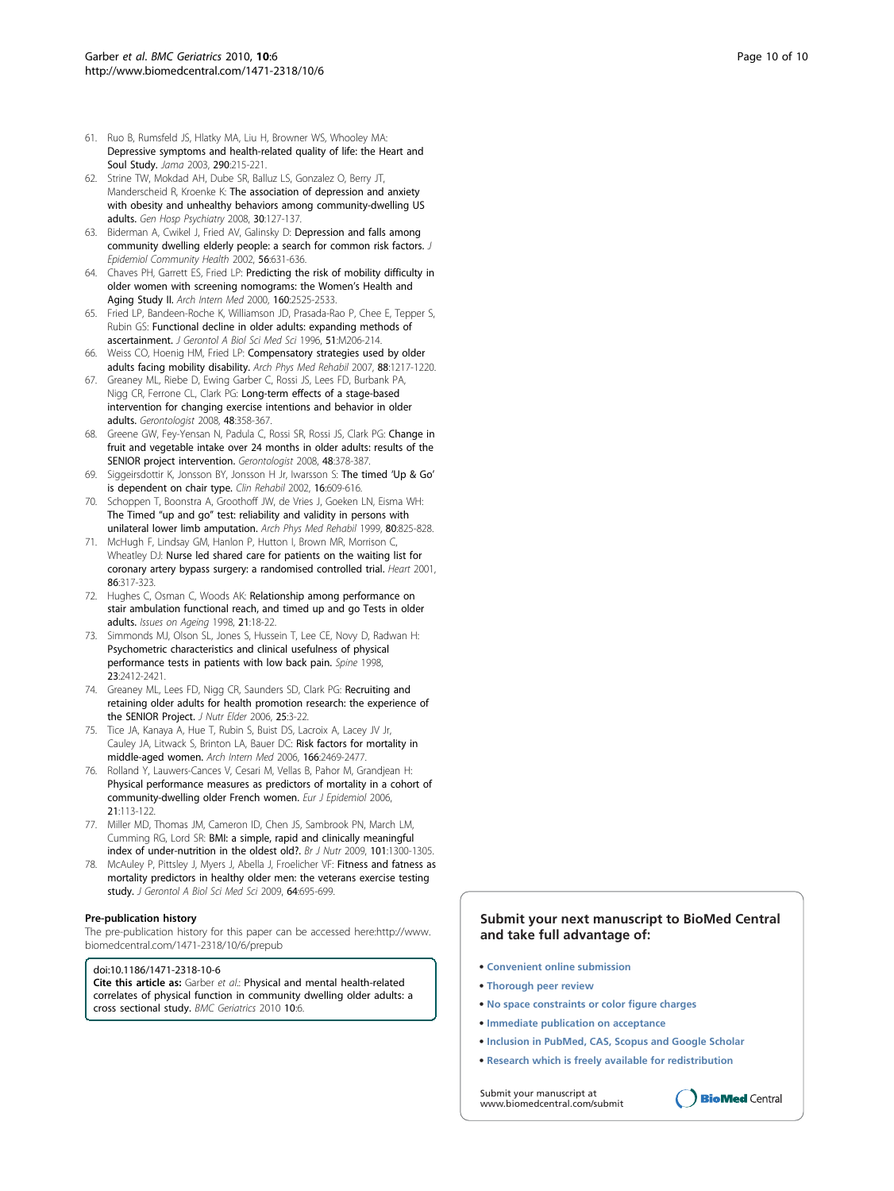61. Ruo B, Rumsfeld JS, Hlatky MA, Liu H, Browner WS, Whooley MA: **Depressive symptoms and health-related quality of life: the Heart and Soul Study.** *Jama* 2003, **290**:215-221.
62. Strine TW, Mokdad AH, Dube SR, Balluz LS, Gonzalez O, Berry JT, Manderscheid R, Kroenke K: **The association of depression and anxiety with obesity and unhealthy behaviors among community-dwelling US adults.** *Gen Hosp Psychiatry* 2008, **30**:127-137.
63. Biderman A, Cwikel J, Fried AV, Galinsky D: **Depression and falls among community dwelling elderly people: a search for common risk factors.** *J Epidemiol Community Health* 2002, **56**:631-636.
64. Chaves PH, Garrett ES, Fried LP: **Predicting the risk of mobility difficulty in older women with screening nomograms: the Women's Health and Aging Study II.** *Arch Intern Med* 2000, **160**:2525-2533.
65. Fried LP, Bandeen-Roche K, Williamson JD, Prasada-Rao P, Chee E, Tepper S, Rubin GS: **Functional decline in older adults: expanding methods of ascertainment.** *J Gerontol A Biol Sci Med Sci* 1996, **51**:M206-214.
66. Weiss CO, Hoenig HM, Fried LP: **Compensatory strategies used by older adults facing mobility disability.** *Arch Phys Med Rehabil* 2007, **88**:1217-1220.
67. Greaney ML, Riebe D, Ewing Garber C, Rossi JS, Lees FD, Burbank PA, Nigg CR, Ferrone CL, Clark PG: **Long-term effects of a stage-based intervention for changing exercise intentions and behavior in older adults.** *Gerontologist* 2008, **48**:358-367.
68. Greene GW, Fey-Yensan N, Padula C, Rossi SR, Rossi JS, Clark PG: **Change in fruit and vegetable intake over 24 months in older adults: results of the SENIOR project intervention.** *Gerontologist* 2008, **48**:378-387.
69. Siggeirsdottir K, Jonsson BY, Jonsson H Jr, Iwarsson S: **The timed 'Up & Go' is dependent on chair type.** *Clin Rehabil* 2002, **16**:609-616.
70. Schoppen T, Boonstra A, Groothoff JW, de Vries J, Goeken LN, Eisma WH: **The Timed "up and go" test: reliability and validity in persons with unilateral lower limb amputation.** *Arch Phys Med Rehabil* 1999, **80**:825-828.
71. McHugh F, Lindsay GM, Hanlon P, Hutton I, Brown MR, Morrison C, Wheatley DJ: **Nurse led shared care for patients on the waiting list for coronary artery bypass surgery: a randomised controlled trial.** *Heart* 2001, **86**:317-323.
72. Hughes C, Osman C, Woods AK: **Relationship among performance on stair ambulation functional reach, and timed up and go Tests in older adults.** *Issues on Ageing* 1998, **21**:18-22.
73. Simmonds MJ, Olson SL, Jones S, Hussein T, Lee CE, Novy D, Radwan H: **Psychometric characteristics and clinical usefulness of physical performance tests in patients with low back pain.** *Spine* 1998, **23**:2412-2421.
74. Greaney ML, Lees FD, Nigg CR, Saunders SD, Clark PG: **Recruiting and retaining older adults for health promotion research: the experience of the SENIOR Project.** *J Nutr Elder* 2006, **25**:3-22.
75. Tice JA, Kanaya A, Hue T, Rubin S, Buist DS, Lacroix A, Lacey JV Jr, Cauley JA, Litwack S, Brinton LA, Bauer DC: **Risk factors for mortality in middle-aged women.** *Arch Intern Med* 2006, **166**:2469-2477.
76. Rolland Y, Lauwers-Cances V, Cesari M, Vellas B, Pahor M, Grandjean H: **Physical performance measures as predictors of mortality in a cohort of community-dwelling older French women.** *Eur J Epidemiol* 2006, **21**:113-122.
77. Miller MD, Thomas JM, Cameron ID, Chen JS, Sambrook PN, March LM, Cumming RG, Lord SR: **BMI: a simple, rapid and clinically meaningful index of under-nutrition in the oldest old?.** *Br J Nutr* 2009, **101**:1300-1305.
78. McAuley P, Pittsley J, Myers J, Abella J, Froelicher VF: **Fitness and fatness as mortality predictors in healthy older men: the veterans exercise testing study.** *J Gerontol A Biol Sci Med Sci* 2009, **64**:695-699.

### Pre-publication history

The pre-publication history for this paper can be accessed here:http://www.biomedcentral.com/1471-2318/10/6/prepub

doi:10.1186/1471-2318-10-6

**Cite this article as:** Garber *et al.*: Physical and mental health-related correlates of physical function in community dwelling older adults: a cross sectional study. *BMC Geriatrics* 2010 **10**:6.

**Submit your next manuscript to BioMed Central and take full advantage of:**

- Convenient online submission
- Thorough peer review
- No space constraints or color figure charges
- Immediate publication on acceptance
- Inclusion in PubMed, CAS, Scopus and Google Scholar
- Research which is freely available for redistribution

Submit your manuscript at www.biomedcentral.com/submit

BioMed Central